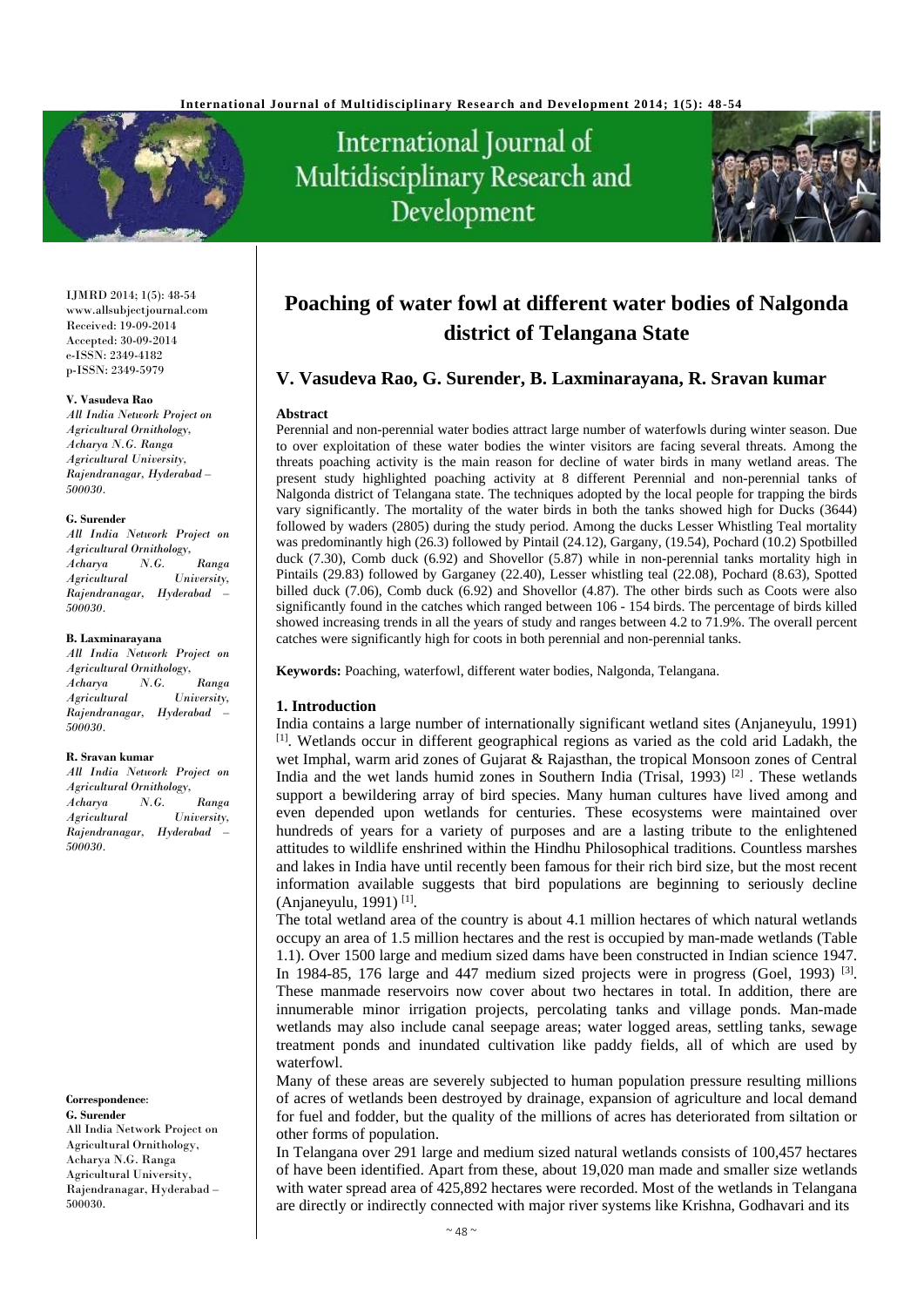# Poaching of water fowl at different water bodies of Nalgonda district of Telangana State

## V. Vasudeva Rao, G. Surender, B. Laxminarayana, R. Sravan kumar

IJMRD 2014; 1(5): 48-54
www.allsubjectjournal.com
Received: 19-09-2014
Accepted: 30-09-2014
e-ISSN: 2349-4182
p-ISSN: 2349-5979

**V. Vasudeva Rao**
*All India Network Project on Agricultural Ornithology, Acharya N.G. Ranga Agricultural University, Rajendranagar, Hyderabad – 500030.*

**G. Surender**
*All India Network Project on Agricultural Ornithology, Acharya N.G. Ranga Agricultural University, Rajendranagar, Hyderabad – 500030.*

**B. Laxminarayana**
*All India Network Project on Agricultural Ornithology, Acharya N.G. Ranga Agricultural University, Rajendranagar, Hyderabad – 500030.*

**R. Sravan kumar**
*All India Network Project on Agricultural Ornithology, Acharya N.G. Ranga Agricultural University, Rajendranagar, Hyderabad – 500030.*

**Correspondence:**
**G. Surender**
All India Network Project on Agricultural Ornithology, Acharya N.G. Ranga Agricultural University, Rajendranagar, Hyderabad – 500030.

### Abstract

Perennial and non-perennial water bodies attract large number of waterfowls during winter season. Due to over exploitation of these water bodies the winter visitors are facing several threats. Among the threats poaching activity is the main reason for decline of water birds in many wetland areas. The present study highlighted poaching activity at 8 different Perennial and non-perennial tanks of Nalgonda district of Telangana state. The techniques adopted by the local people for trapping the birds vary significantly. The mortality of the water birds in both the tanks showed high for Ducks (3644) followed by waders (2805) during the study period. Among the ducks Lesser Whistling Teal mortality was predominantly high (26.3) followed by Pintail (24.12), Gargany, (19.54), Pochard (10.2) Spotbilled duck (7.30), Comb duck (6.92) and Shovellor (5.87) while in non-perennial tanks mortality high in Pintails (29.83) followed by Garganey (22.40), Lesser whistling teal (22.08), Pochard (8.63), Spotted billed duck (7.06), Comb duck (6.92) and Shovellor (4.87). The other birds such as Coots were also significantly found in the catches which ranged between 106 - 154 birds. The percentage of birds killed showed increasing trends in all the years of study and ranges between 4.2 to 71.9%. The overall percent catches were significantly high for coots in both perennial and non-perennial tanks.

**Keywords:** Poaching, waterfowl, different water bodies, Nalgonda, Telangana.

### 1. Introduction

India contains a large number of internationally significant wetland sites (Anjaneyulu, 1991) [1]. Wetlands occur in different geographical regions as varied as the cold arid Ladakh, the wet Imphal, warm arid zones of Gujarat & Rajasthan, the tropical Monsoon zones of Central India and the wet lands humid zones in Southern India (Trisal, 1993) [2]. These wetlands support a bewildering array of bird species. Many human cultures have lived among and even depended upon wetlands for centuries. These ecosystems were maintained over hundreds of years for a variety of purposes and are a lasting tribute to the enlightened attitudes to wildlife enshrined within the Hindhu Philosophical traditions. Countless marshes and lakes in India have until recently been famous for their rich bird size, but the most recent information available suggests that bird populations are beginning to seriously decline (Anjaneyulu, 1991) [1].

The total wetland area of the country is about 4.1 million hectares of which natural wetlands occupy an area of 1.5 million hectares and the rest is occupied by man-made wetlands (Table 1.1). Over 1500 large and medium sized dams have been constructed in Indian science 1947. In 1984-85, 176 large and 447 medium sized projects were in progress (Goel, 1993) [3]. These manmade reservoirs now cover about two hectares in total. In addition, there are innumerable minor irrigation projects, percolating tanks and village ponds. Man-made wetlands may also include canal seepage areas; water logged areas, settling tanks, sewage treatment ponds and inundated cultivation like paddy fields, all of which are used by waterfowl.

Many of these areas are severely subjected to human population pressure resulting millions of acres of wetlands been destroyed by drainage, expansion of agriculture and local demand for fuel and fodder, but the quality of the millions of acres has deteriorated from siltation or other forms of population.

In Telangana over 291 large and medium sized natural wetlands consists of 100,457 hectares of have been identified. Apart from these, about 19,020 man made and smaller size wetlands with water spread area of 425,892 hectares were recorded. Most of the wetlands in Telangana are directly or indirectly connected with major river systems like Krishna, Godhavari and its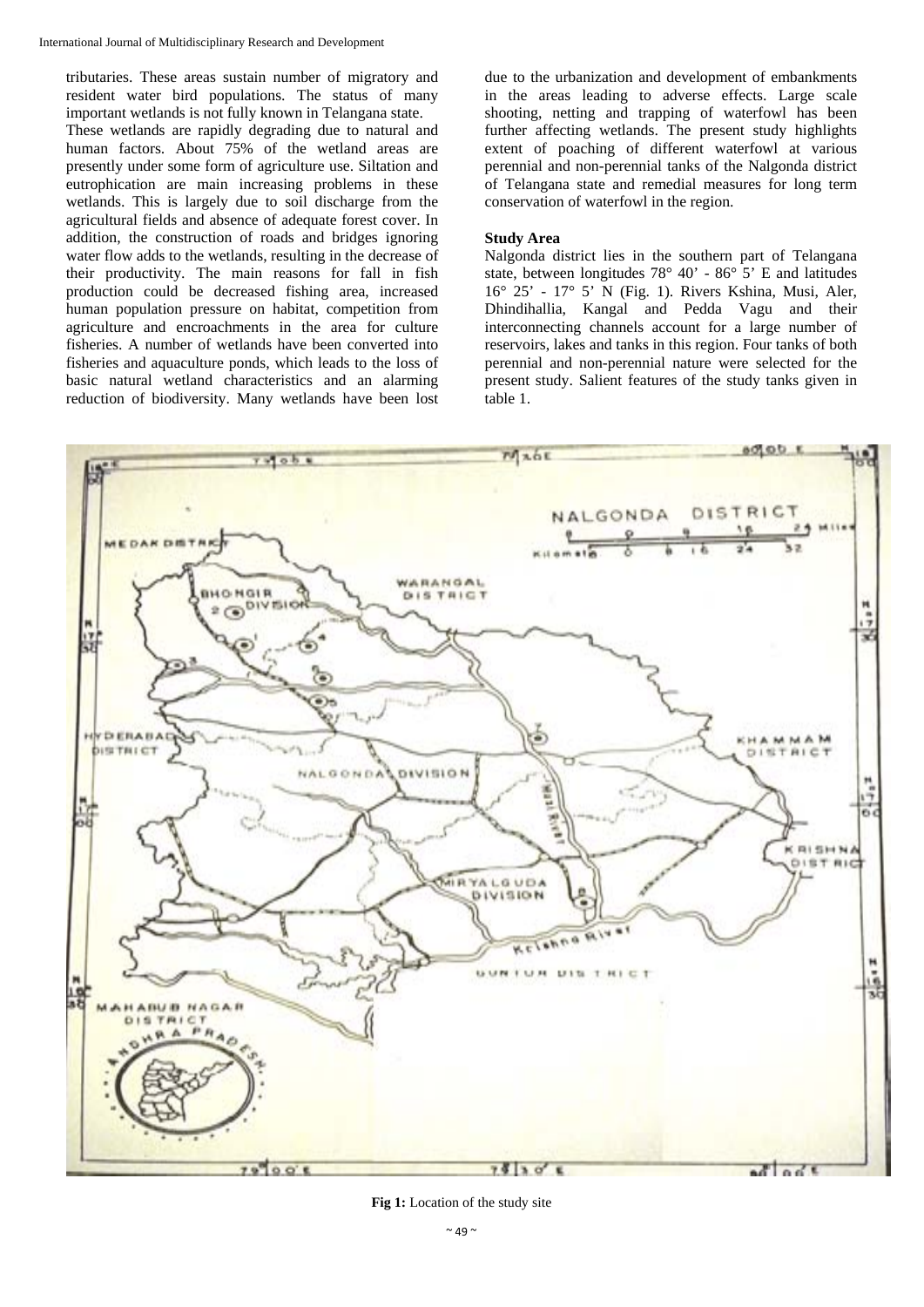tributaries. These areas sustain number of migratory and resident water bird populations. The status of many important wetlands is not fully known in Telangana state.

These wetlands are rapidly degrading due to natural and human factors. About 75% of the wetland areas are presently under some form of agriculture use. Siltation and eutrophication are main increasing problems in these wetlands. This is largely due to soil discharge from the agricultural fields and absence of adequate forest cover. In addition, the construction of roads and bridges ignoring water flow adds to the wetlands, resulting in the decrease of their productivity. The main reasons for fall in fish production could be decreased fishing area, increased human population pressure on habitat, competition from agriculture and encroachments in the area for culture fisheries. A number of wetlands have been converted into fisheries and aquaculture ponds, which leads to the loss of basic natural wetland characteristics and an alarming reduction of biodiversity. Many wetlands have been lost due to the urbanization and development of embankments in the areas leading to adverse effects. Large scale shooting, netting and trapping of waterfowl has been further affecting wetlands. The present study highlights extent of poaching of different waterfowl at various perennial and non-perennial tanks of the Nalgonda district of Telangana state and remedial measures for long term conservation of waterfowl in the region.

### Study Area

Nalgonda district lies in the southern part of Telangana state, between longitudes 78° 40' - 86° 5' E and latitudes 16° 25' - 17° 5' N (Fig. 1). Rivers Kshina, Musi, Aler, Dhindihallia, Kangal and Pedda Vagu and their interconnecting channels account for a large number of reservoirs, lakes and tanks in this region. Four tanks of both perennial and non-perennial nature were selected for the present study. Salient features of the study tanks given in table 1.

**Fig 1:** Location of the study site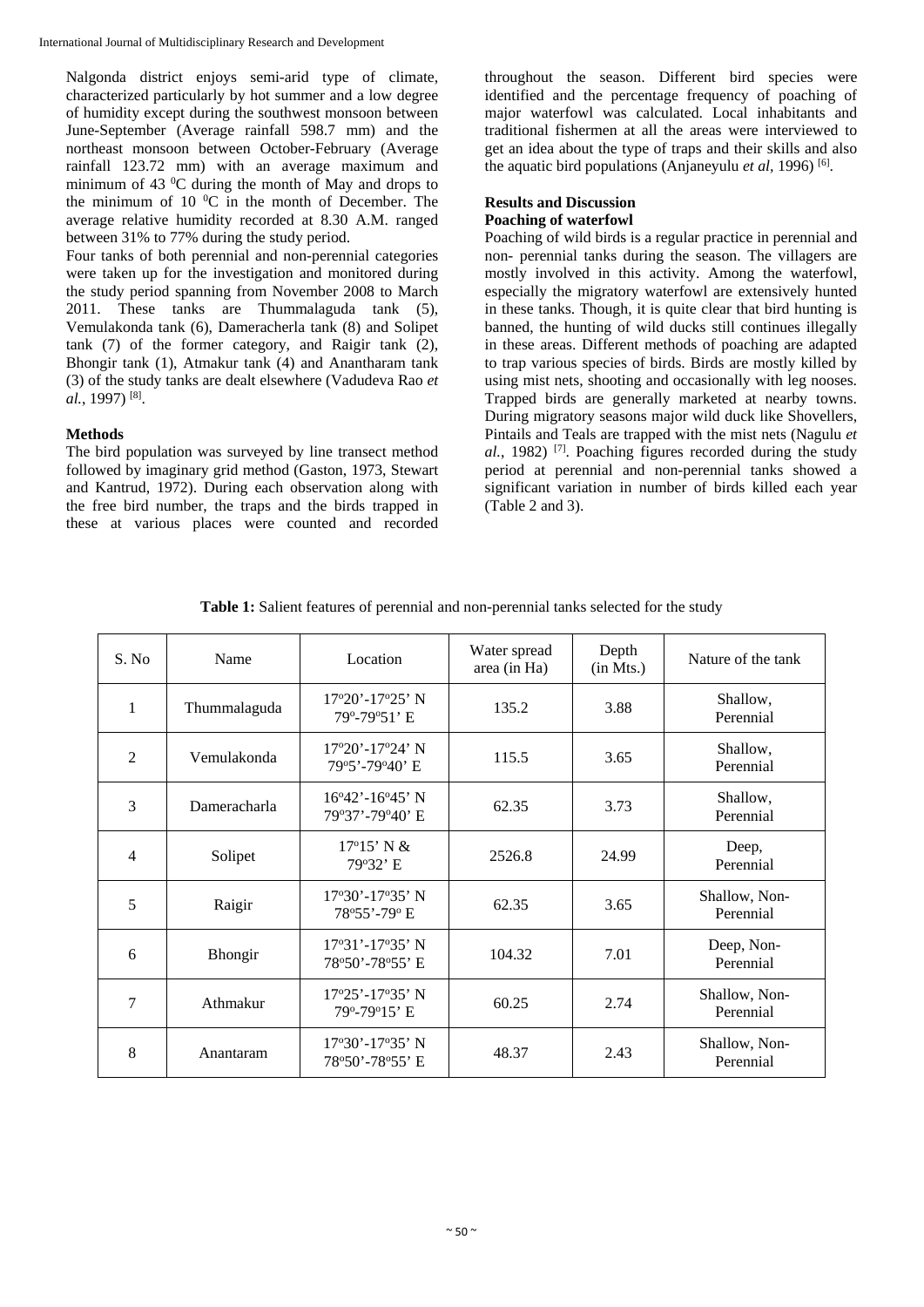Nalgonda district enjoys semi-arid type of climate, characterized particularly by hot summer and a low degree of humidity except during the southwest monsoon between June-September (Average rainfall 598.7 mm) and the northeast monsoon between October-February (Average rainfall 123.72 mm) with an average maximum and minimum of 43 $^0$C during the month of May and drops to the minimum of 10 $^0$C in the month of December. The average relative humidity recorded at 8.30 A.M. ranged between 31% to 77% during the study period.

Four tanks of both perennial and non-perennial categories were taken up for the investigation and monitored during the study period spanning from November 2008 to March 2011. These tanks are Thummalaguda tank (5), Vemulakonda tank (6), Dameracherla tank (8) and Solipet tank (7) of the former category, and Raigir tank (2), Bhongir tank (1), Atmakur tank (4) and Anantharam tank (3) of the study tanks are dealt elsewhere (Vadudeva Rao *et al.*, 1997) [8].

### Methods

The bird population was surveyed by line transect method followed by imaginary grid method (Gaston, 1973, Stewart and Kantrud, 1972). During each observation along with the free bird number, the traps and the birds trapped in these at various places were counted and recorded throughout the season. Different bird species were identified and the percentage frequency of poaching of major waterfowl was calculated. Local inhabitants and traditional fishermen at all the areas were interviewed to get an idea about the type of traps and their skills and also the aquatic bird populations (Anjaneyulu *et al*, 1996) [6].

## Results and Discussion

### Poaching of waterfowl

Poaching of wild birds is a regular practice in perennial and non- perennial tanks during the season. The villagers are mostly involved in this activity. Among the waterfowl, especially the migratory waterfowl are extensively hunted in these tanks. Though, it is quite clear that bird hunting is banned, the hunting of wild ducks still continues illegally in these areas. Different methods of poaching are adapted to trap various species of birds. Birds are mostly killed by using mist nets, shooting and occasionally with leg nooses. Trapped birds are generally marketed at nearby towns. During migratory seasons major wild duck like Shovellers, Pintails and Teals are trapped with the mist nets (Nagulu *et al.*, 1982) [7]. Poaching figures recorded during the study period at perennial and non-perennial tanks showed a significant variation in number of birds killed each year (Table 2 and 3).

**Table 1:** Salient features of perennial and non-perennial tanks selected for the study

| S. No | Name | Location | Water spread area (in Ha) | Depth (in Mts.) | Nature of the tank |
|---|---|---|---|---|---|
| 1 | Thummalaguda | 17º20'-17º25' N 79º-79º51' E | 135.2 | 3.88 | Shallow, Perennial |
| 2 | Vemulakonda | 17º20'-17º24' N 79º5'-79º40' E | 115.5 | 3.65 | Shallow, Perennial |
| 3 | Dameracharla | 16º42'-16º45' N 79º37'-79º40' E | 62.35 | 3.73 | Shallow, Perennial |
| 4 | Solipet | 17º15' N & 79º32' E | 2526.8 | 24.99 | Deep, Perennial |
| 5 | Raigir | 17º30'-17º35' N 78º55'-79º E | 62.35 | 3.65 | Shallow, Non-Perennial |
| 6 | Bhongir | 17º31'-17º35' N 78º50'-78º55' E | 104.32 | 7.01 | Deep, Non-Perennial |
| 7 | Athmakur | 17º25'-17º35' N 79º-79º15' E | 60.25 | 2.74 | Shallow, Non-Perennial |
| 8 | Anantaram | 17º30'-17º35' N 78º50'-78º55' E | 48.37 | 2.43 | Shallow, Non-Perennial |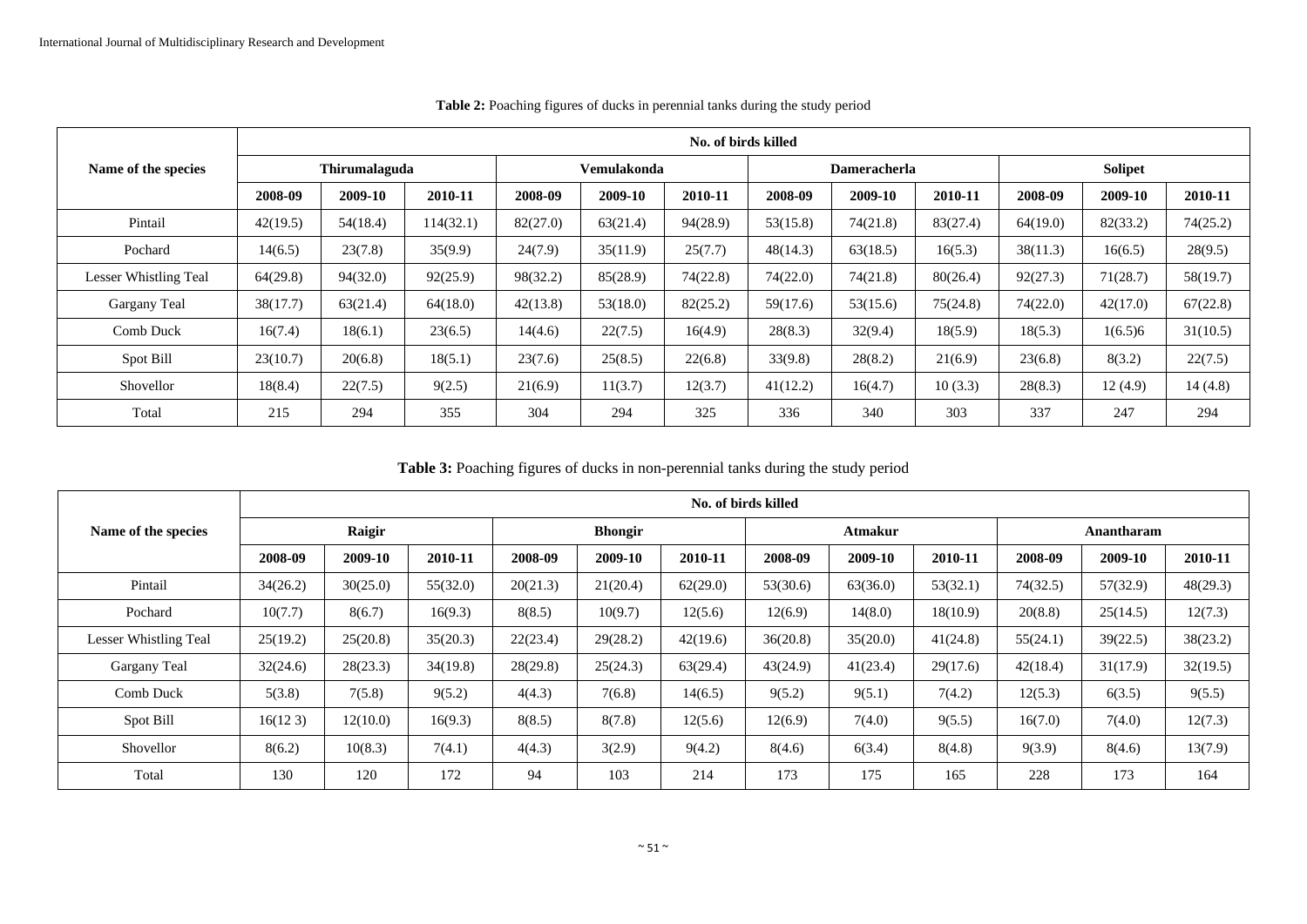**Table 2:** Poaching figures of ducks in perennial tanks during the study period

| Name of the species | No. of birds killed | | | | | | | | | | | |
|---|---|---|---|---|---|---|---|---|---|---|---|---|
| | Thirumalaguda | | | Vemulakonda | | | Dameracherla | | | Solipet | | |
| | 2008-09 | 2009-10 | 2010-11 | 2008-09 | 2009-10 | 2010-11 | 2008-09 | 2009-10 | 2010-11 | 2008-09 | 2009-10 | 2010-11 |
| Pintail | 42(19.5) | 54(18.4) | 114(32.1) | 82(27.0) | 63(21.4) | 94(28.9) | 53(15.8) | 74(21.8) | 83(27.4) | 64(19.0) | 82(33.2) | 74(25.2) |
| Pochard | 14(6.5) | 23(7.8) | 35(9.9) | 24(7.9) | 35(11.9) | 25(7.7) | 48(14.3) | 63(18.5) | 16(5.3) | 38(11.3) | 16(6.5) | 28(9.5) |
| Lesser Whistling Teal | 64(29.8) | 94(32.0) | 92(25.9) | 98(32.2) | 85(28.9) | 74(22.8) | 74(22.0) | 74(21.8) | 80(26.4) | 92(27.3) | 71(28.7) | 58(19.7) |
| Gargany Teal | 38(17.7) | 63(21.4) | 64(18.0) | 42(13.8) | 53(18.0) | 82(25.2) | 59(17.6) | 53(15.6) | 75(24.8) | 74(22.0) | 42(17.0) | 67(22.8) |
| Comb Duck | 16(7.4) | 18(6.1) | 23(6.5) | 14(4.6) | 22(7.5) | 16(4.9) | 28(8.3) | 32(9.4) | 18(5.9) | 18(5.3) | 1(6.5)6 | 31(10.5) |
| Spot Bill | 23(10.7) | 20(6.8) | 18(5.1) | 23(7.6) | 25(8.5) | 22(6.8) | 33(9.8) | 28(8.2) | 21(6.9) | 23(6.8) | 8(3.2) | 22(7.5) |
| Shovellor | 18(8.4) | 22(7.5) | 9(2.5) | 21(6.9) | 11(3.7) | 12(3.7) | 41(12.2) | 16(4.7) | 10 (3.3) | 28(8.3) | 12 (4.9) | 14 (4.8) |
| Total | 215 | 294 | 355 | 304 | 294 | 325 | 336 | 340 | 303 | 337 | 247 | 294 |

**Table 3:** Poaching figures of ducks in non-perennial tanks during the study period

| Name of the species | No. of birds killed | | | | | | | | | | | |
|---|---|---|---|---|---|---|---|---|---|---|---|---|
| | Raigir | | | Bhongir | | | Atmakur | | | Anantharam | | |
| | 2008-09 | 2009-10 | 2010-11 | 2008-09 | 2009-10 | 2010-11 | 2008-09 | 2009-10 | 2010-11 | 2008-09 | 2009-10 | 2010-11 |
| Pintail | 34(26.2) | 30(25.0) | 55(32.0) | 20(21.3) | 21(20.4) | 62(29.0) | 53(30.6) | 63(36.0) | 53(32.1) | 74(32.5) | 57(32.9) | 48(29.3) |
| Pochard | 10(7.7) | 8(6.7) | 16(9.3) | 8(8.5) | 10(9.7) | 12(5.6) | 12(6.9) | 14(8.0) | 18(10.9) | 20(8.8) | 25(14.5) | 12(7.3) |
| Lesser Whistling Teal | 25(19.2) | 25(20.8) | 35(20.3) | 22(23.4) | 29(28.2) | 42(19.6) | 36(20.8) | 35(20.0) | 41(24.8) | 55(24.1) | 39(22.5) | 38(23.2) |
| Gargany Teal | 32(24.6) | 28(23.3) | 34(19.8) | 28(29.8) | 25(24.3) | 63(29.4) | 43(24.9) | 41(23.4) | 29(17.6) | 42(18.4) | 31(17.9) | 32(19.5) |
| Comb Duck | 5(3.8) | 7(5.8) | 9(5.2) | 4(4.3) | 7(6.8) | 14(6.5) | 9(5.2) | 9(5.1) | 7(4.2) | 12(5.3) | 6(3.5) | 9(5.5) |
| Spot Bill | 16(12 3) | 12(10.0) | 16(9.3) | 8(8.5) | 8(7.8) | 12(5.6) | 12(6.9) | 7(4.0) | 9(5.5) | 16(7.0) | 7(4.0) | 12(7.3) |
| Shovellor | 8(6.2) | 10(8.3) | 7(4.1) | 4(4.3) | 3(2.9) | 9(4.2) | 8(4.6) | 6(3.4) | 8(4.8) | 9(3.9) | 8(4.6) | 13(7.9) |
| Total | 130 | 120 | 172 | 94 | 103 | 214 | 173 | 175 | 165 | 228 | 173 | 164 |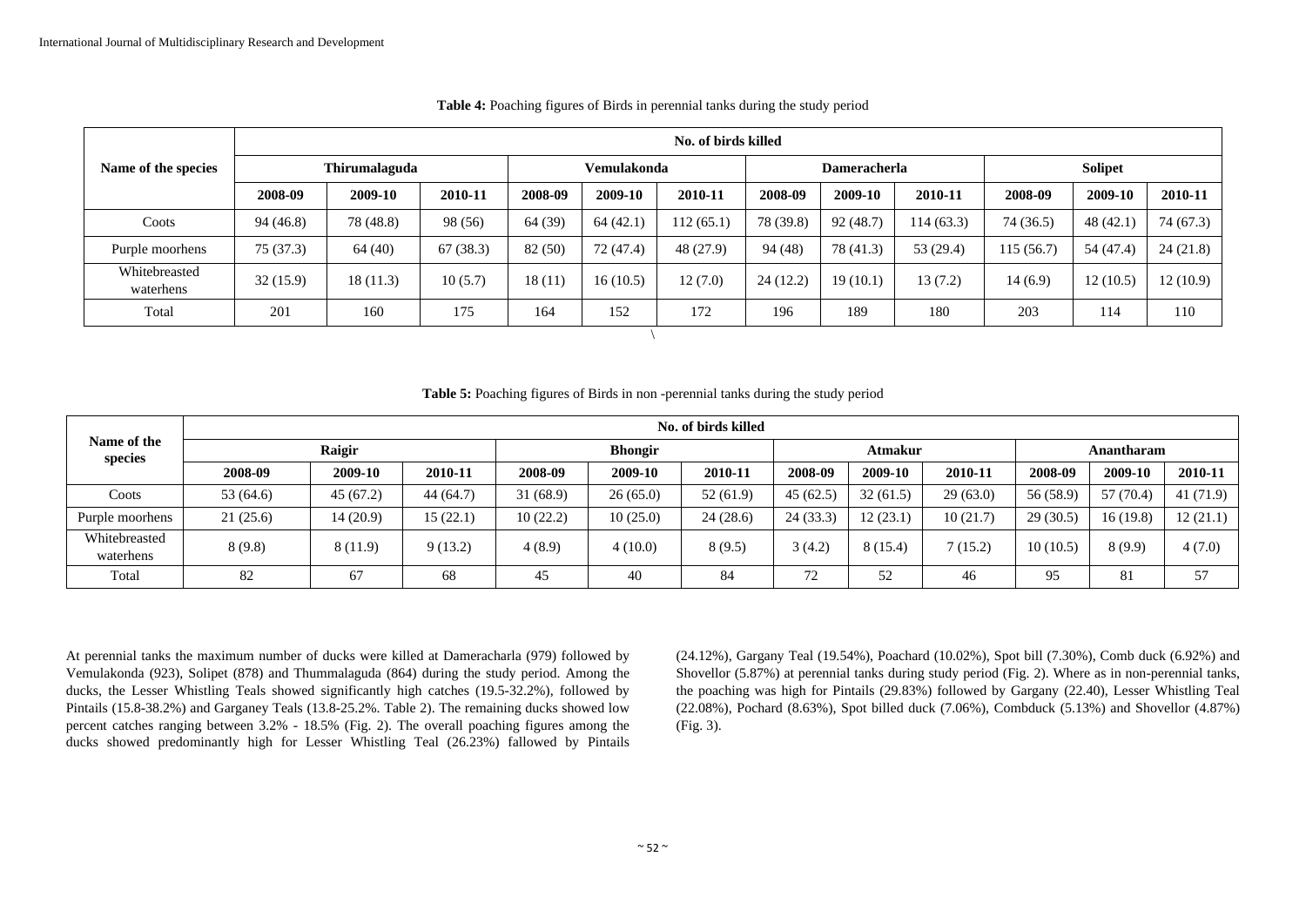**Table 4:** Poaching figures of Birds in perennial tanks during the study period

| Name of the species | No. of birds killed | | | | | | | | | | | |
|---|---|---|---|---|---|---|---|---|---|---|---|---|
| | Thirumalaguda | | | Vemulakonda | | | Dameracherla | | | Solipet | | |
| | 2008-09 | 2009-10 | 2010-11 | 2008-09 | 2009-10 | 2010-11 | 2008-09 | 2009-10 | 2010-11 | 2008-09 | 2009-10 | 2010-11 |
| Coots | 94 (46.8) | 78 (48.8) | 98 (56) | 64 (39) | 64 (42.1) | 112 (65.1) | 78 (39.8) | 92 (48.7) | 114 (63.3) | 74 (36.5) | 48 (42.1) | 74 (67.3) |
| Purple moorhens | 75 (37.3) | 64 (40) | 67 (38.3) | 82 (50) | 72 (47.4) | 48 (27.9) | 94 (48) | 78 (41.3) | 53 (29.4) | 115 (56.7) | 54 (47.4) | 24 (21.8) |
| Whitebreasted waterhens | 32 (15.9) | 18 (11.3) | 10 (5.7) | 18 (11) | 16 (10.5) | 12 (7.0) | 24 (12.2) | 19 (10.1) | 13 (7.2) | 14 (6.9) | 12 (10.5) | 12 (10.9) |
| Total | 201 | 160 | 175 | 164 | 152 | 172 | 196 | 189 | 180 | 203 | 114 | 110 |

**Table 5:** Poaching figures of Birds in non -perennial tanks during the study period

| Name of the species | No. of birds killed | | | | | | | | | | | |
|---|---|---|---|---|---|---|---|---|---|---|---|---|
| | Raigir | | | Bhongir | | | Atmakur | | | Anantharam | | |
| | 2008-09 | 2009-10 | 2010-11 | 2008-09 | 2009-10 | 2010-11 | 2008-09 | 2009-10 | 2010-11 | 2008-09 | 2009-10 | 2010-11 |
| Coots | 53 (64.6) | 45 (67.2) | 44 (64.7) | 31 (68.9) | 26 (65.0) | 52 (61.9) | 45 (62.5) | 32 (61.5) | 29 (63.0) | 56 (58.9) | 57 (70.4) | 41 (71.9) |
| Purple moorhens | 21 (25.6) | 14 (20.9) | 15 (22.1) | 10 (22.2) | 10 (25.0) | 24 (28.6) | 24 (33.3) | 12 (23.1) | 10 (21.7) | 29 (30.5) | 16 (19.8) | 12 (21.1) |
| Whitebreasted waterhens | 8 (9.8) | 8 (11.9) | 9 (13.2) | 4 (8.9) | 4 (10.0) | 8 (9.5) | 3 (4.2) | 8 (15.4) | 7 (15.2) | 10 (10.5) | 8 (9.9) | 4 (7.0) |
| Total | 82 | 67 | 68 | 45 | 40 | 84 | 72 | 52 | 46 | 95 | 81 | 57 |

At perennial tanks the maximum number of ducks were killed at Dameracharla (979) followed by Vemulakonda (923), Solipet (878) and Thummalaguda (864) during the study period. Among the ducks, the Lesser Whistling Teals showed significantly high catches (19.5-32.2%), followed by Pintails (15.8-38.2%) and Garganey Teals (13.8-25.2%. Table 2). The remaining ducks showed low percent catches ranging between 3.2% - 18.5% (Fig. 2). The overall poaching figures among the ducks showed predominantly high for Lesser Whistling Teal (26.23%) fallowed by Pintails (24.12%), Gargany Teal (19.54%), Poachard (10.02%), Spot bill (7.30%), Comb duck (6.92%) and Shovellor (5.87%) at perennial tanks during study period (Fig. 2). Where as in non-perennial tanks, the poaching was high for Pintails (29.83%) followed by Gargany (22.40), Lesser Whistling Teal (22.08%), Pochard (8.63%), Spot billed duck (7.06%), Combduck (5.13%) and Shovellor (4.87%) (Fig. 3).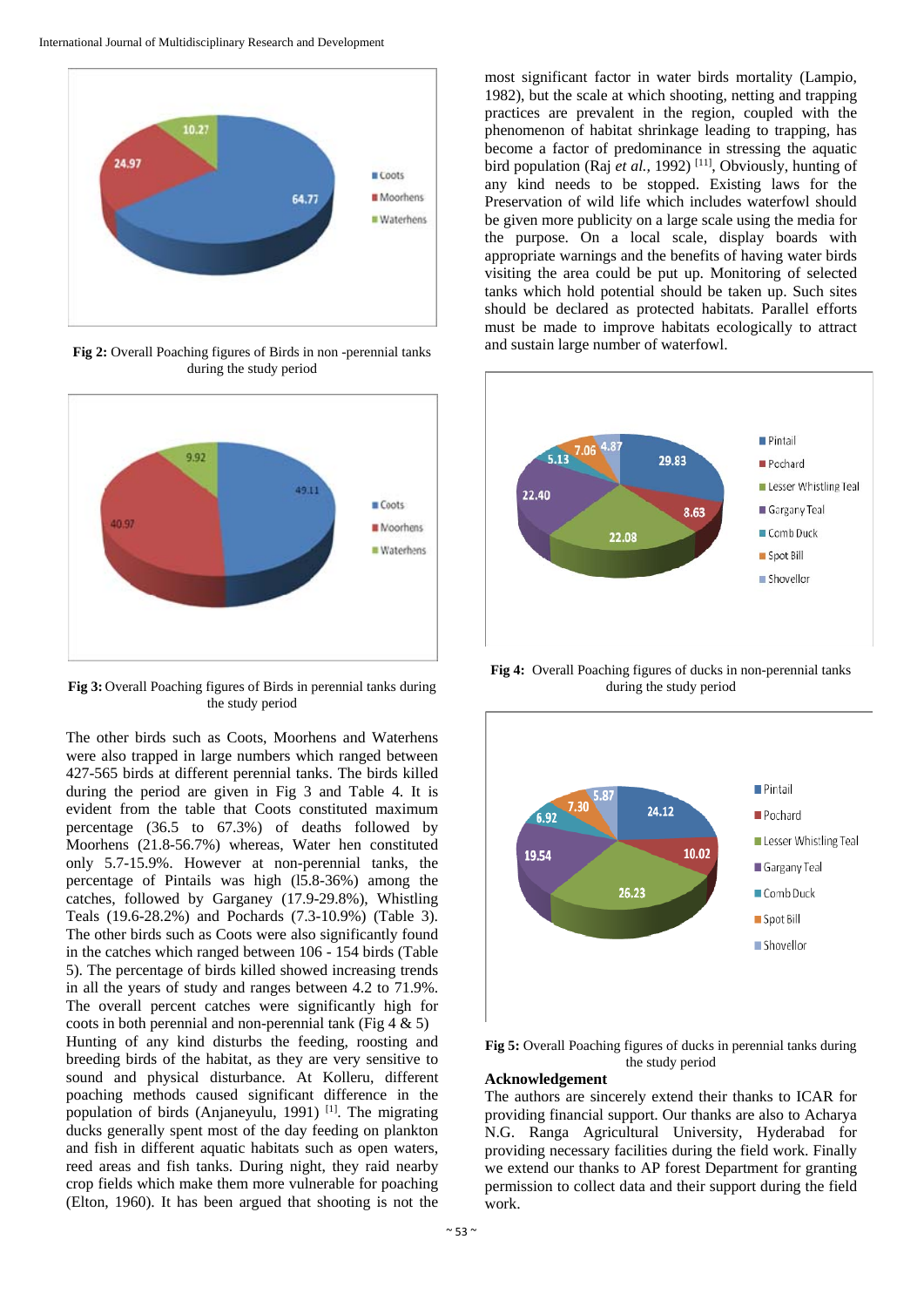**Fig 2:** Overall Poaching figures of Birds in non -perennial tanks during the study period

**Fig 3:** Overall Poaching figures of Birds in perennial tanks during the study period

The other birds such as Coots, Moorhens and Waterhens were also trapped in large numbers which ranged between 427-565 birds at different perennial tanks. The birds killed during the period are given in Fig 3 and Table 4. It is evident from the table that Coots constituted maximum percentage (36.5 to 67.3%) of deaths followed by Moorhens (21.8-56.7%) whereas, Water hen constituted only 5.7-15.9%. However at non-perennial tanks, the percentage of Pintails was high (l5.8-36%) among the catches, followed by Garganey (17.9-29.8%), Whistling Teals (19.6-28.2%) and Pochards (7.3-10.9%) (Table 3). The other birds such as Coots were also significantly found in the catches which ranged between 106 - 154 birds (Table 5). The percentage of birds killed showed increasing trends in all the years of study and ranges between 4.2 to 71.9%. The overall percent catches were significantly high for coots in both perennial and non-perennial tank (Fig 4 & 5)

Hunting of any kind disturbs the feeding, roosting and breeding birds of the habitat, as they are very sensitive to sound and physical disturbance. At Kolleru, different poaching methods caused significant difference in the population of birds (Anjaneyulu, 1991) [1]. The migrating ducks generally spent most of the day feeding on plankton and fish in different aquatic habitats such as open waters, reed areas and fish tanks. During night, they raid nearby crop fields which make them more vulnerable for poaching (Elton, 1960). It has been argued that shooting is not the most significant factor in water birds mortality (Lampio, 1982), but the scale at which shooting, netting and trapping practices are prevalent in the region, coupled with the phenomenon of habitat shrinkage leading to trapping, has become a factor of predominance in stressing the aquatic bird population (Raj *et al.*, 1992) [11], Obviously, hunting of any kind needs to be stopped. Existing laws for the Preservation of wild life which includes waterfowl should be given more publicity on a large scale using the media for the purpose. On a local scale, display boards with appropriate warnings and the benefits of having water birds visiting the area could be put up. Monitoring of selected tanks which hold potential should be taken up. Such sites should be declared as protected habitats. Parallel efforts must be made to improve habitats ecologically to attract and sustain large number of waterfowl.

**Fig 4:** Overall Poaching figures of ducks in non-perennial tanks during the study period

**Fig 5:** Overall Poaching figures of ducks in perennial tanks during the study period

**Acknowledgement**

The authors are sincerely extend their thanks to ICAR for providing financial support. Our thanks are also to Acharya N.G. Ranga Agricultural University, Hyderabad for providing necessary facilities during the field work. Finally we extend our thanks to AP forest Department for granting permission to collect data and their support during the field work.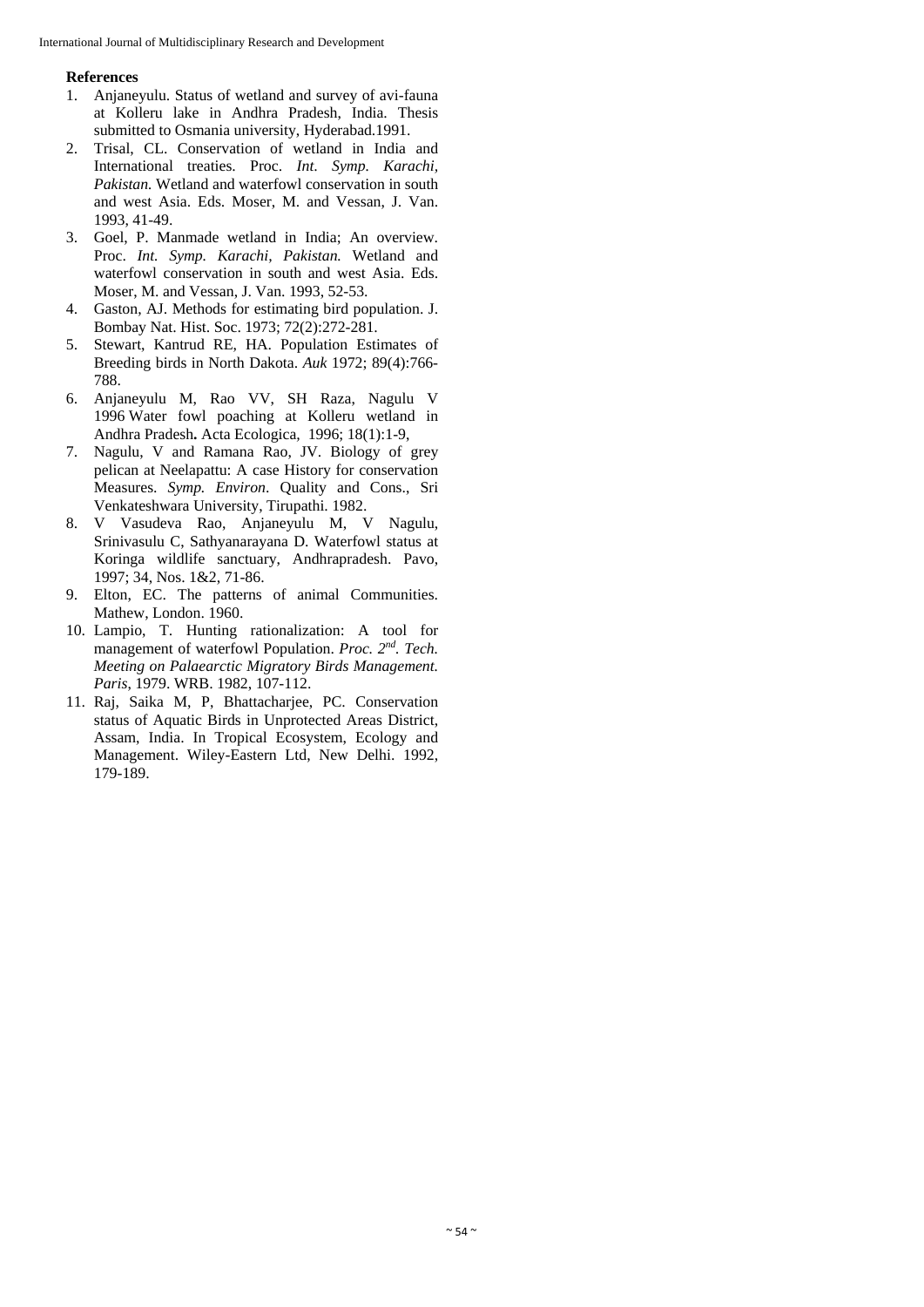**References**

1. Anjaneyulu. Status of wetland and survey of avi-fauna at Kolleru lake in Andhra Pradesh, India. Thesis submitted to Osmania university, Hyderabad.1991.
2. Trisal, CL. Conservation of wetland in India and International treaties. Proc. *Int. Symp. Karachi, Pakistan.* Wetland and waterfowl conservation in south and west Asia. Eds. Moser, M. and Vessan, J. Van. 1993, 41-49.
3. Goel, P. Manmade wetland in India; An overview. Proc. *Int. Symp. Karachi, Pakistan.* Wetland and waterfowl conservation in south and west Asia. Eds. Moser, M. and Vessan, J. Van. 1993, 52-53.
4. Gaston, AJ. Methods for estimating bird population. J. Bombay Nat. Hist. Soc. 1973; 72(2):272-281.
5. Stewart, Kantrud RE, HA. Population Estimates of Breeding birds in North Dakota. *Auk* 1972; 89(4):766-788.
6. Anjaneyulu M, Rao VV, SH Raza, Nagulu V 1996 Water fowl poaching at Kolleru wetland in Andhra Pradesh**.** Acta Ecologica, 1996; 18(1):1-9,
7. Nagulu, V and Ramana Rao, JV. Biology of grey pelican at Neelapattu: A case History for conservation Measures. *Symp. Environ*. Quality and Cons., Sri Venkateshwara University, Tirupathi. 1982.
8. V Vasudeva Rao, Anjaneyulu M, V Nagulu, Srinivasulu C, Sathyanarayana D. Waterfowl status at Koringa wildlife sanctuary, Andhrapradesh. Pavo, 1997; 34, Nos. 1&2, 71-86.
9. Elton, EC. The patterns of animal Communities. Mathew, London. 1960.
10. Lampio, T. Hunting rationalization: A tool for management of waterfowl Population. *Proc. 2nd. Tech. Meeting on Palaearctic Migratory Birds Management. Paris*, 1979. WRB. 1982, 107-112.
11. Raj, Saika M, P, Bhattacharjee, PC. Conservation status of Aquatic Birds in Unprotected Areas District, Assam, India. In Tropical Ecosystem, Ecology and Management. Wiley-Eastern Ltd, New Delhi. 1992, 179-189.